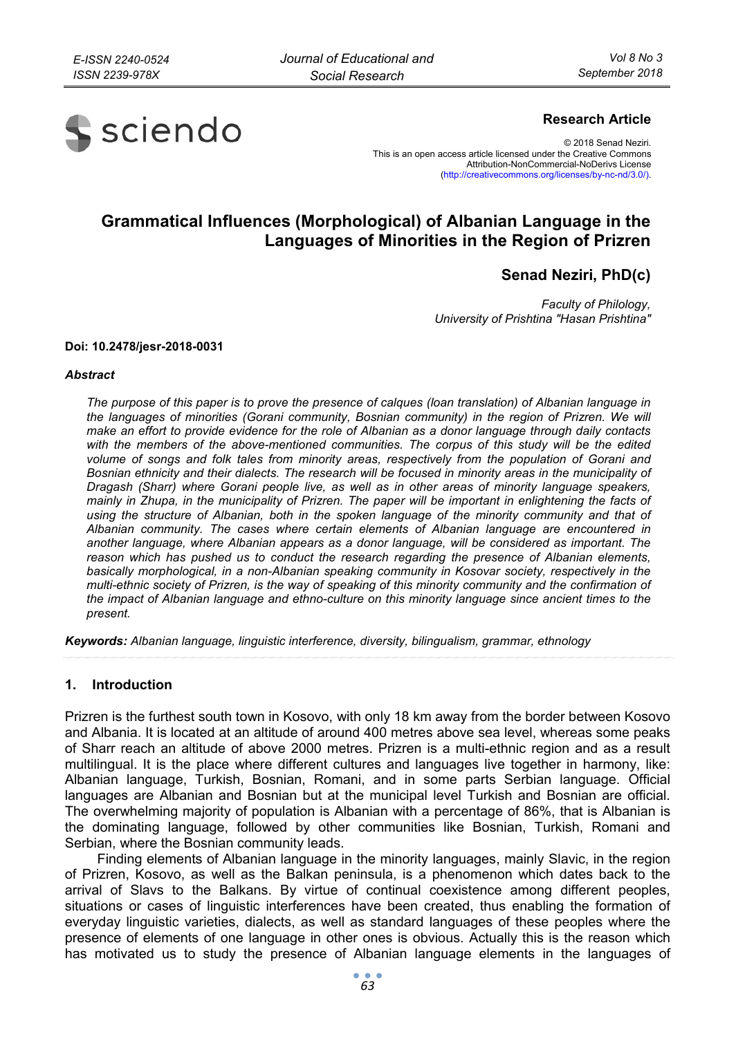**Research Article**

© 2018 Senad Neziri.
This is an open access article licensed under the Creative Commons Attribution-NonCommercial-NoDerivs License (http://creativecommons.org/licenses/by-nc-nd/3.0/).

# Grammatical Influences (Morphological) of Albanian Language in the Languages of Minorities in the Region of Prizren

## Senad Neziri, PhD(c)

*Faculty of Philology,*
*University of Prishtina "Hasan Prishtina"*

**Doi: 10.2478/jesr-2018-0031**

***Abstract***

*The purpose of this paper is to prove the presence of calques (loan translation) of Albanian language in the languages of minorities (Gorani community, Bosnian community) in the region of Prizren. We will make an effort to provide evidence for the role of Albanian as a donor language through daily contacts with the members of the above-mentioned communities. The corpus of this study will be the edited volume of songs and folk tales from minority areas, respectively from the population of Gorani and Bosnian ethnicity and their dialects. The research will be focused in minority areas in the municipality of Dragash (Sharr) where Gorani people live, as well as in other areas of minority language speakers, mainly in Zhupa, in the municipality of Prizren. The paper will be important in enlightening the facts of using the structure of Albanian, both in the spoken language of the minority community and that of Albanian community. The cases where certain elements of Albanian language are encountered in another language, where Albanian appears as a donor language, will be considered as important. The reason which has pushed us to conduct the research regarding the presence of Albanian elements, basically morphological, in a non-Albanian speaking community in Kosovar society, respectively in the multi-ethnic society of Prizren, is the way of speaking of this minority community and the confirmation of the impact of Albanian language and ethno-culture on this minority language since ancient times to the present.*

***Keywords:*** *Albanian language, linguistic interference, diversity, bilingualism, grammar, ethnology*

## 1. Introduction

Prizren is the furthest south town in Kosovo, with only 18 km away from the border between Kosovo and Albania. It is located at an altitude of around 400 metres above sea level, whereas some peaks of Sharr reach an altitude of above 2000 metres. Prizren is a multi-ethnic region and as a result multilingual. It is the place where different cultures and languages live together in harmony, like: Albanian language, Turkish, Bosnian, Romani, and in some parts Serbian language. Official languages are Albanian and Bosnian but at the municipal level Turkish and Bosnian are official. The overwhelming majority of population is Albanian with a percentage of 86%, that is Albanian is the dominating language, followed by other communities like Bosnian, Turkish, Romani and Serbian, where the Bosnian community leads.

Finding elements of Albanian language in the minority languages, mainly Slavic, in the region of Prizren, Kosovo, as well as the Balkan peninsula, is a phenomenon which dates back to the arrival of Slavs to the Balkans. By virtue of continual coexistence among different peoples, situations or cases of linguistic interferences have been created, thus enabling the formation of everyday linguistic varieties, dialects, as well as standard languages of these peoples where the presence of elements of one language in other ones is obvious. Actually this is the reason which has motivated us to study the presence of Albanian language elements in the languages of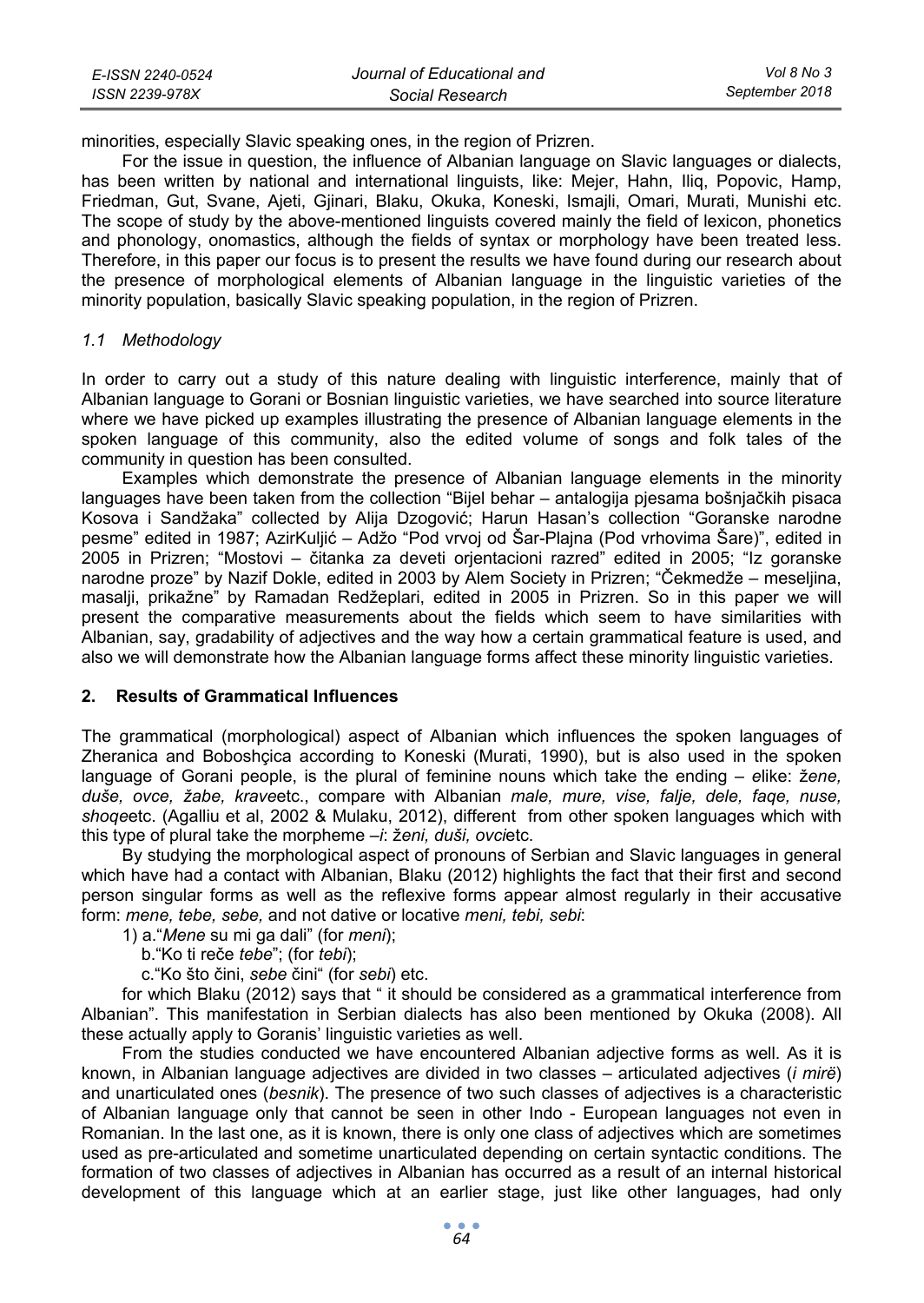minorities, especially Slavic speaking ones, in the region of Prizren.

For the issue in question, the influence of Albanian language on Slavic languages or dialects, has been written by national and international linguists, like: Mejer, Hahn, Iliq, Popovic, Hamp, Friedman, Gut, Svane, Ajeti, Gjinari, Blaku, Okuka, Koneski, Ismajli, Omari, Murati, Munishi etc. The scope of study by the above-mentioned linguists covered mainly the field of lexicon, phonetics and phonology, onomastics, although the fields of syntax or morphology have been treated less. Therefore, in this paper our focus is to present the results we have found during our research about the presence of morphological elements of Albanian language in the linguistic varieties of the minority population, basically Slavic speaking population, in the region of Prizren.

### *1.1 Methodology*

In order to carry out a study of this nature dealing with linguistic interference, mainly that of Albanian language to Gorani or Bosnian linguistic varieties, we have searched into source literature where we have picked up examples illustrating the presence of Albanian language elements in the spoken language of this community, also the edited volume of songs and folk tales of the community in question has been consulted.

Examples which demonstrate the presence of Albanian language elements in the minority languages have been taken from the collection "Bijel behar – antalogija pjesama bošnjačkih pisaca Kosova i Sandžaka" collected by Alija Dzogović; Harun Hasan's collection "Goranske narodne pesme" edited in 1987; AzirKuljić – Adžo "Pod vrvoj od Šar-Plajna (Pod vrhovima Šare)", edited in 2005 in Prizren; "Mostovi – čitanka za deveti orjentacioni razred" edited in 2005; "Iz goranske narodne proze" by Nazif Dokle, edited in 2003 by Alem Society in Prizren; "Čekmedže – meseljina, masalji, prikažne" by Ramadan Redžeplari, edited in 2005 in Prizren. So in this paper we will present the comparative measurements about the fields which seem to have similarities with Albanian, say, gradability of adjectives and the way how a certain grammatical feature is used, and also we will demonstrate how the Albanian language forms affect these minority linguistic varieties.

## 2. Results of Grammatical Influences

The grammatical (morphological) aspect of Albanian which influences the spoken languages of Zheranica and Boboshçica according to Koneski (Murati, 1990), but is also used in the spoken language of Gorani people, is the plural of feminine nouns which take the ending – *e*like: *žene, duše, ovce, žabe, krave*etc., compare with Albanian *male, mure, vise, falje, dele, faqe, nuse, shoqe*etc. (Agalliu et al, 2002 & Mulaku, 2012), different from other spoken languages which with this type of plural take the morpheme *–i*: *ženi, duši, ovci*etc.

By studying the morphological aspect of pronouns of Serbian and Slavic languages in general which have have had a contact with Albanian, Blaku (2012) highlights the fact that their first and second person singular forms as well as the reflexive forms appear almost regularly in their accusative form: *mene, tebe, sebe,* and not dative or locative *meni, tebi, sebi*:

1) a."*Mene* su mi ga dali" (for *meni*);
   b."Ko ti reče *tebe*"; (for *tebi*);
   c."Ko što čini, *sebe* čini" (for *sebi*) etc.

for which Blaku (2012) says that " it should be considered as a grammatical interference from Albanian". This manifestation in Serbian dialects has also been mentioned by Okuka (2008). All these actually apply to Goranis' linguistic varieties as well.

From the studies conducted we have encountered Albanian adjective forms as well. As it is known, in Albanian language adjectives are divided in two classes – articulated adjectives (*i mirë*) and unarticulated ones (*besnik*). The presence of two such classes of adjectives is a characteristic of Albanian language only that cannot be seen in other Indo - European languages not even in Romanian. In the last one, as it is known, there is only one class of adjectives which are sometimes used as pre-articulated and sometime unarticulated depending on certain syntactic conditions. The formation of two classes of adjectives in Albanian has occurred as a result of an internal historical development of this language which at an earlier stage, just like other languages, had only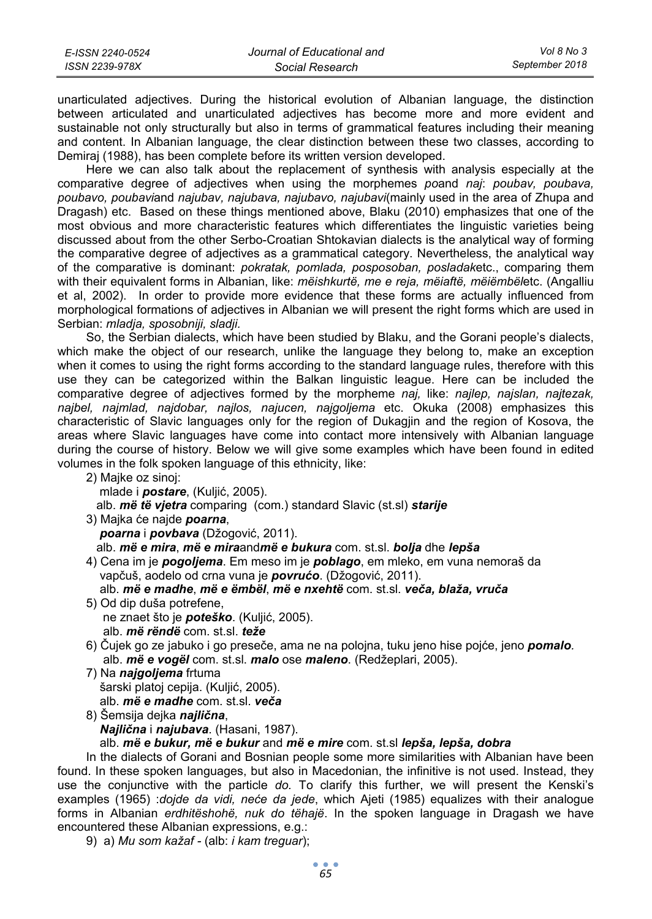unarticulated adjectives. During the historical evolution of Albanian language, the distinction between articulated and unarticulated adjectives has become more and more evident and sustainable not only structurally but also in terms of grammatical features including their meaning and content. In Albanian language, the clear distinction between these two classes, according to Demiraj (1988), has been complete before its written version developed.

Here we can also talk about the replacement of synthesis with analysis especially at the comparative degree of adjectives when using the morphemes *po*and *naj*: *poubav, poubava, poubavo, poubavi*and *najubav, najubava, najubavo, najubavi*(mainly used in the area of Zhupa and Dragash) etc. Based on these things mentioned above, Blaku (2010) emphasizes that one of the most obvious and more characteristic features which differentiates the linguistic varieties being discussed about from the other Serbo-Croatian Shtokavian dialects is the analytical way of forming the comparative degree of adjectives as a grammatical category. Nevertheless, the analytical way of the comparative is dominant: *pokratak, pomlada, posposoban, posladak*etc., comparing them with their equivalent forms in Albanian, like: *mëishkurtë, me e reja, mëiaftë, mëiëmbël*etc. (Angalliu et al, 2002). In order to provide more evidence that these forms are actually influenced from morphological formations of adjectives in Albanian we will present the right forms which are used in Serbian: *mladja, sposobniji, sladji.*

So, the Serbian dialects, which have been studied by Blaku, and the Gorani people's dialects, which make the object of our research, unlike the language they belong to, make an exception when it comes to using the right forms according to the standard language rules, therefore with this use they can be categorized within the Balkan linguistic league. Here can be included the comparative degree of adjectives formed by the morpheme *naj,* like: *najlep, najslan, najtezak, najbel, najmlad, najdobar, najlos, najucen, najgoljema* etc. Okuka (2008) emphasizes this characteristic of Slavic languages only for the region of Dukagjin and the region of Kosova, the areas where Slavic languages have come into contact more intensively with Albanian language during the course of history. Below we will give some examples which have been found in edited volumes in the folk spoken language of this ethnicity, like:

2) Majke oz sinoj:
   mlade i ***postare***, (Kuljić, 2005).
   alb. ***më të vjetra*** comparing (com.) standard Slavic (st.sl) ***starije***

3) Majka će najde ***poarna***,
   ***poarna*** i ***povbava*** (Džogović, 2011).
   alb. ***më e mira***, ***më e mira***and***më e bukura*** com. st.sl. ***bolja*** dhe ***lepša***

4) Cena im je ***pogoljema***. Em meso im je ***poblago***, em mleko, em vuna nemoraš da vapčuš, aodelo od crna vuna je ***povrućo***. (Džogović, 2011).
   alb. ***më e madhe***, ***më e ëmbël***, ***më e nxehtë*** com. st.sl. ***veča, blaža, vruča***

5) Od dip duša potrefene,
   ne znaet što je ***poteško***. (Kuljić, 2005).
   alb. ***më rëndë*** com. st.sl. ***teže***

6) Čujek go ze jabuko i go preseče, ama ne na polojna, tuku jeno hise pojće, jeno ***pomalo.***
   alb. ***më e vogël*** com. st.sl. ***malo*** ose ***maleno***. (Redžeplari, 2005).

7) Na ***najgoljema*** frtuma
   šarski platoj cepija. (Kuljić, 2005).
   alb. ***më e madhe*** com. st.sl. ***veča***

8) Šemsija dejka ***najlična***,
   ***Najlična*** i ***najubava***. (Hasani, 1987).
   alb. ***më e bukur, më e bukur*** and ***më e mire*** com. st.sl ***lepša, lepša, dobra***

In the dialects of Gorani and Bosnian people some more similarities with Albanian have been found. In these spoken languages, but also in Macedonian, the infinitive is not used. Instead, they use the conjunctive with the particle *do.* To clarify this further, we will present the Kenski's examples (1965) :*dojde da vidi, neće da jede*, which Ajeti (1985) equalizes with their analogue forms in Albanian *erdhitëshohë, nuk do tëhajë*. In the spoken language in Dragash we have encountered these Albanian expressions, e.g.:

9) a) *Mu som kažaf* - (alb: *i kam treguar*);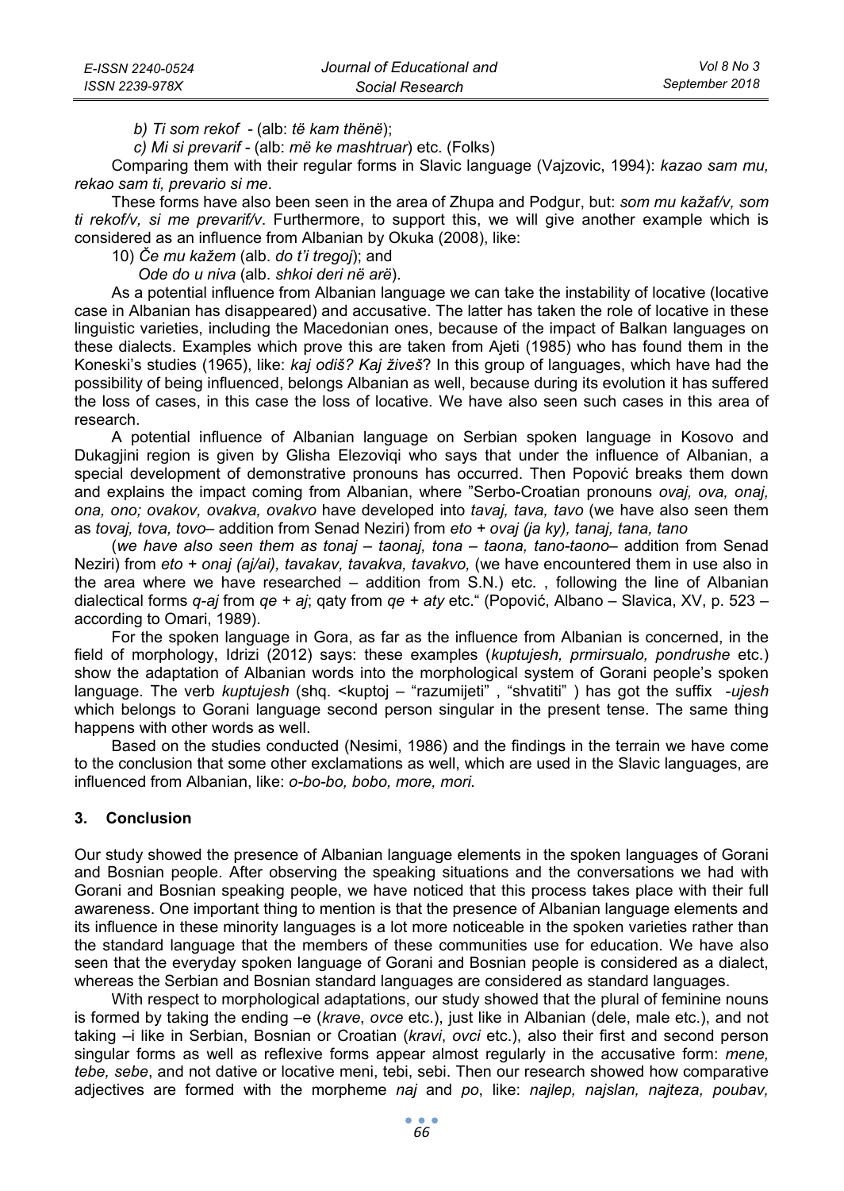*b) Ti som rekof* - (alb: *të kam thënë*);

*c) Mi si prevarif* - (alb: *më ke mashtruar*) etc. (Folks)

Comparing them with their regular forms in Slavic language (Vajzovic, 1994): *kazao sam mu, rekao sam ti, prevario si me*.

These forms have also been seen in the area of Zhupa and Podgur, but: *som mu kažaf/v, som ti rekof/v, si me prevarif/v*. Furthermore, to support this, we will give another example which is considered as an influence from Albanian by Okuka (2008), like:

10) *Će mu kažem* (alb. *do t'i tregoj*); and

*Ode do u niva* (alb. *shkoi deri në arë*).

As a potential influence from Albanian language we can take the instability of locative (locative case in Albanian has disappeared) and accusative. The latter has taken the role of locative in these linguistic varieties, including the Macedonian ones, because of the impact of Balkan languages on these dialects. Examples which prove this are taken from Ajeti (1985) who has found them in the Koneski's studies (1965), like: *kaj odiš? Kaj živeš*? In this group of languages, which have had the possibility of being influenced, belongs Albanian as well, because during its evolution it has suffered the loss of cases, in this case the loss of locative. We have also seen such cases in this area of research.

A potential influence of Albanian language on Serbian spoken language in Kosovo and Dukagjini region is given by Glisha Elezoviqi who says that under the influence of Albanian, a special development of demonstrative pronouns has occurred. Then Popović breaks them down and explains the impact coming from Albanian, where "Serbo-Croatian pronouns *ovaj, ova, onaj, ona, ono; ovakov, ovakva, ovakvo* have developed into *tavaj, tava, tavo* (we have also seen them as *tovaj, tova, tovo*– addition from Senad Neziri) from *eto + ovaj (ja ky), tanaj, tana, tano*

(*we have also seen them as tonaj – taonaj, tona – taona, tano-taono*– addition from Senad Neziri) from *eto + onaj (aj/ai), tavakav, tavakva, tavakvo,* (we have encountered them in use also in the area where we have researched – addition from S.N.) etc. , following the line of Albanian dialectical forms *q-aj* from *qe + aj*; qaty from *qe + aty* etc." (Popović, Albano – Slavica, XV, p. 523 – according to Omari, 1989).

For the spoken language in Gora, as far as the influence from Albanian is concerned, in the field of morphology, Idrizi (2012) says: these examples (*kuptujesh, prmirsualo, pondrushe* etc.) show the adaptation of Albanian words into the morphological system of Gorani people's spoken language. The verb *kuptujesh* (shq. <kuptoj – "razumijeti" , "shvatiti" ) has got the suffix *-ujesh* which belongs to Gorani language second person singular in the present tense. The same thing happens with other words as well.

Based on the studies conducted (Nesimi, 1986) and the findings in the terrain we have come to the conclusion that some other exclamations as well, which are used in the Slavic languages, are influenced from Albanian, like: *o-bo-bo, bobo, more, mori*.

## 3. Conclusion

Our study showed the presence of Albanian language elements in the spoken languages of Gorani and Bosnian people. After observing the speaking situations and the conversations we had with Gorani and Bosnian speaking people, we have noticed that this process takes place with their full awareness. One important thing to mention is that the presence of Albanian language elements and its influence in these minority languages is a lot more noticeable in the spoken varieties rather than the standard language that the members of these communities use for education. We have also seen that the everyday spoken language of Gorani and Bosnian people is considered as a dialect, whereas the Serbian and Bosnian standard languages are considered as standard languages.

With respect to morphological adaptations, our study showed that the plural of feminine nouns is formed by taking the ending –e (*krave*, *ovce* etc.), just like in Albanian (dele, male etc.), and not taking –i like in Serbian, Bosnian or Croatian (*kravi*, *ovci* etc.), also their first and second person singular forms as well as reflexive forms appear almost regularly in the accusative form: *mene, tebe, sebe*, and not dative or locative meni, tebi, sebi. Then our research showed how comparative adjectives are formed with the morpheme *naj* and *po*, like: *najlep, najslan, najteza, poubav,*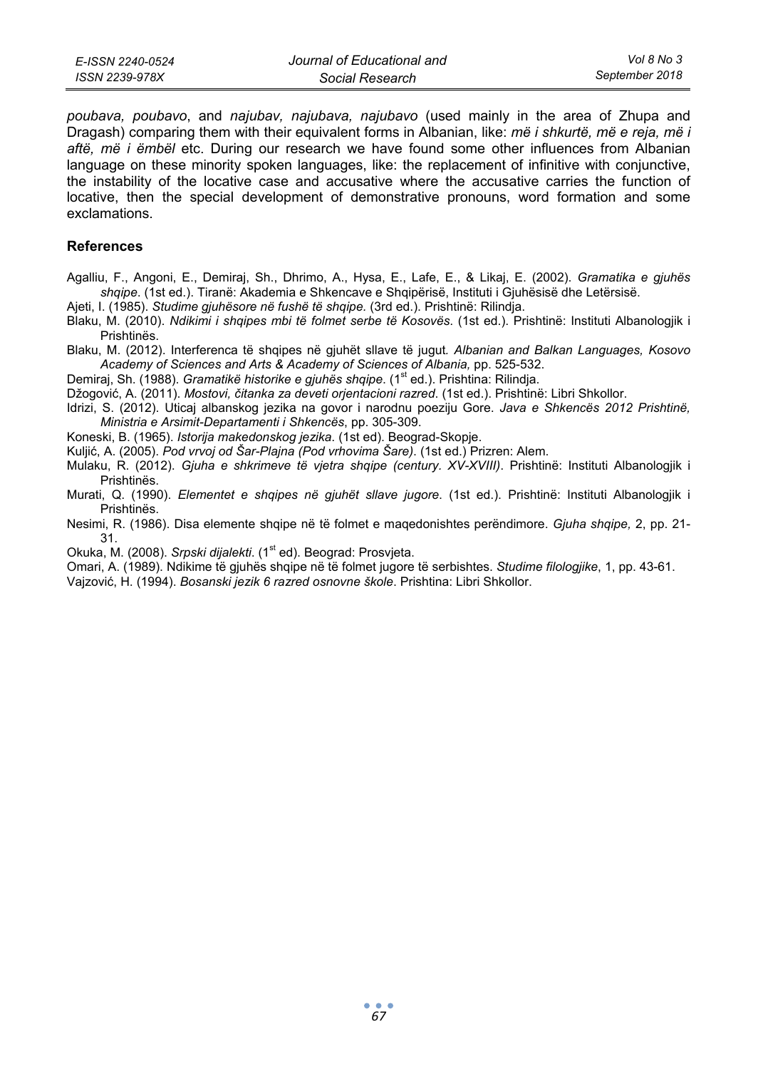*poubava, poubavo*, and *najubav, najubava, najubavo* (used mainly in the area of Zhupa and Dragash) comparing them with their equivalent forms in Albanian, like: *më i shkurtë, më e reja, më i aftë, më i ëmbël* etc. During our research we have found some other influences from Albanian language on these minority spoken languages, like: the replacement of infinitive with conjunctive, the instability of the locative case and accusative where the accusative carries the function of locative, then the special development of demonstrative pronouns, word formation and some exclamations.

## References

Agalliu, F., Angoni, E., Demiraj, Sh., Dhrimo, A., Hysa, E., Lafe, E., & Likaj, E. (2002). *Gramatika e gjuhës shqipe*. (1st ed.). Tiranë: Akademia e Shkencave e Shqipërisë, Instituti i Gjuhësisë dhe Letërsisë.

Ajeti, I. (1985). *Studime gjuhësore në fushë të shqipe.* (3rd ed.). Prishtinë: Rilindja.

Blaku, M. (2010). *Ndikimi i shqipes mbi të folmet serbe të Kosovës*. (1st ed.). Prishtinë: Instituti Albanologjik i Prishtinës.

Blaku, M. (2012). Interferenca të shqipes në gjuhët sllave të jugut. *Albanian and Balkan Languages, Kosovo Academy of Sciences and Arts & Academy of Sciences of Albania,* pp. 525-532.

Demiraj, Sh. (1988). *Gramatikë historike e gjuhës shqipe*. (1st ed.). Prishtina: Rilindja.

Džogović, A. (2011). *Mostovi, čitanka za deveti orjentacioni razred*. (1st ed.). Prishtinë: Libri Shkollor.

Idrizi, S. (2012). Uticaj albanskog jezika na govor i narodnu poeziju Gore. *Java e Shkencës 2012 Prishtinë, Ministria e Arsimit-Departamenti i Shkencës*, pp. 305-309.

Koneski, B. (1965). *Istorija makedonskog jezika*. (1st ed). Beograd-Skopje.

Kuljić, A. (2005). *Pod vrvoj od Šar-Plajna (Pod vrhovima Šare)*. (1st ed.) Prizren: Alem.

Mulaku, R. (2012). *Gjuha e shkrimeve të vjetra shqipe (century. XV-XVIII)*. Prishtinë: Instituti Albanologjik i Prishtinës.

Murati, Q. (1990). *Elementet e shqipes në gjuhët sllave jugore*. (1st ed.). Prishtinë: Instituti Albanologjik i Prishtinës.

Nesimi, R. (1986). Disa elemente shqipe në të folmet e maqedonishtes perëndimore. *Gjuha shqipe,* 2, pp. 21-31.

Okuka, M. (2008). *Srpski dijalekti*. (1st ed). Beograd: Prosvjeta.

Omari, A. (1989). Ndikime të gjuhës shqipe në të folmet jugore të serbishtes. *Studime filologjike*, 1, pp. 43-61.

Vajzović, H. (1994). *Bosanski jezik 6 razred osnovne škole*. Prishtina: Libri Shkollor.